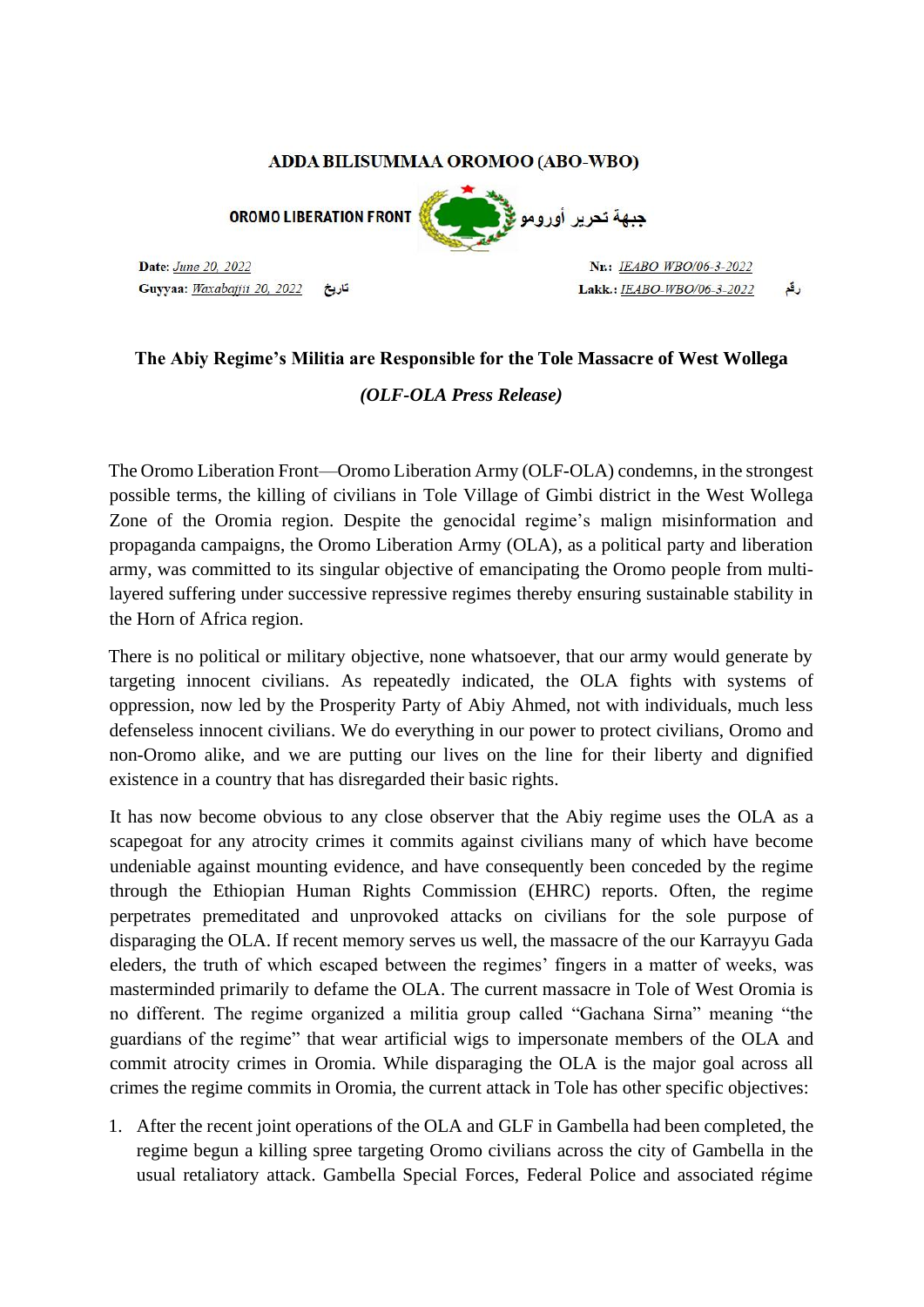**ADDA BILISUMMAA OROMOO (ABO-WBO)**

**OROMO LIBERATION FRONT** جبهة تحرير أورومو

**Date**: *June 20, 2022* **Nr.:** *IEABO WBO/06-3-2022*

**Guyyaa**: *Waxabajjii 20, 2022* تاريخ **Lakk.:** *IEABO-WBO/06-3-2022* رقم

## The Abiy Regime's Militia are Responsible for the Tole Massacre of West Wollega

***(OLF-OLA Press Release)***

The Oromo Liberation Front—Oromo Liberation Army (OLF-OLA) condemns, in the strongest possible terms, the killing of civilians in Tole Village of Gimbi district in the West Wollega Zone of the Oromia region. Despite the genocidal regime's malign misinformation and propaganda campaigns, the Oromo Liberation Army (OLA), as a political party and liberation army, was committed to its singular objective of emancipating the Oromo people from multi-layered suffering under successive repressive regimes thereby ensuring sustainable stability in the Horn of Africa region.

There is no political or military objective, none whatsoever, that our army would generate by targeting innocent civilians. As repeatedly indicated, the OLA fights with systems of oppression, now led by the Prosperity Party of Abiy Ahmed, not with individuals, much less defenseless innocent civilians. We do everything in our power to protect civilians, Oromo and non-Oromo alike, and we are putting our lives on the line for their liberty and dignified existence in a country that has disregarded their basic rights.

It has now become obvious to any close observer that the Abiy regime uses the OLA as a scapegoat for any atrocity crimes it commits against civilians many of which have become undeniable against mounting evidence, and have consequently been conceded by the regime through the Ethiopian Human Rights Commission (EHRC) reports. Often, the regime perpetrates premeditated and unprovoked attacks on civilians for the sole purpose of disparaging the OLA. If recent memory serves us well, the massacre of the our Karrayyu Gada eleders, the truth of which escaped between the regimes' fingers in a matter of weeks, was masterminded primarily to defame the OLA. The current massacre in Tole of West Oromia is no different. The regime organized a militia group called "Gachana Sirna" meaning "the guardians of the regime" that wear artificial wigs to impersonate members of the OLA and commit atrocity crimes in Oromia. While disparaging the OLA is the major goal across all crimes the regime commits in Oromia, the current attack in Tole has other specific objectives:

1. After the recent joint operations of the OLA and GLF in Gambella had been completed, the regime begun a killing spree targeting Oromo civilians across the city of Gambella in the usual retaliatory attack. Gambella Special Forces, Federal Police and associated régime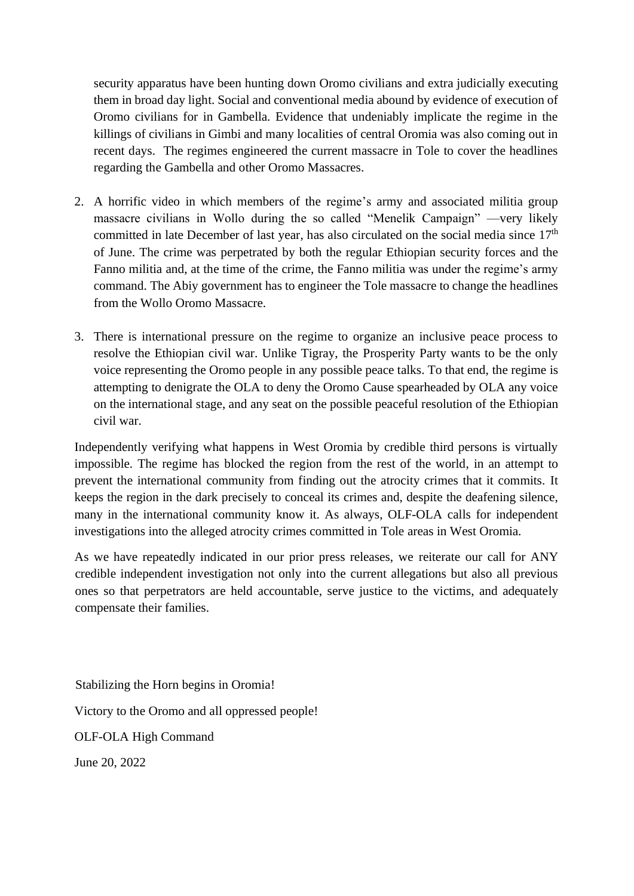security apparatus have been hunting down Oromo civilians and extra judicially executing them in broad day light. Social and conventional media abound by evidence of execution of Oromo civilians for in Gambella. Evidence that undeniably implicate the regime in the killings of civilians in Gimbi and many localities of central Oromia was also coming out in recent days. The regimes engineered the current massacre in Tole to cover the headlines regarding the Gambella and other Oromo Massacres.

2. A horrific video in which members of the regime's army and associated militia group massacre civilians in Wollo during the so called "Menelik Campaign" —very likely committed in late December of last year, has also circulated on the social media since 17th of June. The crime was perpetrated by both the regular Ethiopian security forces and the Fanno militia and, at the time of the crime, the Fanno militia was under the regime's army command. The Abiy government has to engineer the Tole massacre to change the headlines from the Wollo Oromo Massacre.

3. There is international pressure on the regime to organize an inclusive peace process to resolve the Ethiopian civil war. Unlike Tigray, the Prosperity Party wants to be the only voice representing the Oromo people in any possible peace talks. To that end, the regime is attempting to denigrate the OLA to deny the Oromo Cause spearheaded by OLA any voice on the international stage, and any seat on the possible peaceful resolution of the Ethiopian civil war.

Independently verifying what happens in West Oromia by credible third persons is virtually impossible. The regime has blocked the region from the rest of the world, in an attempt to prevent the international community from finding out the atrocity crimes that it commits. It keeps the region in the dark precisely to conceal its crimes and, despite the deafening silence, many in the international community know it. As always, OLF-OLA calls for independent investigations into the alleged atrocity crimes committed in Tole areas in West Oromia.

As we have repeatedly indicated in our prior press releases, we reiterate our call for ANY credible independent investigation not only into the current allegations but also all previous ones so that perpetrators are held accountable, serve justice to the victims, and adequately compensate their families.

Stabilizing the Horn begins in Oromia!

Victory to the Oromo and all oppressed people!

OLF-OLA High Command

June 20, 2022